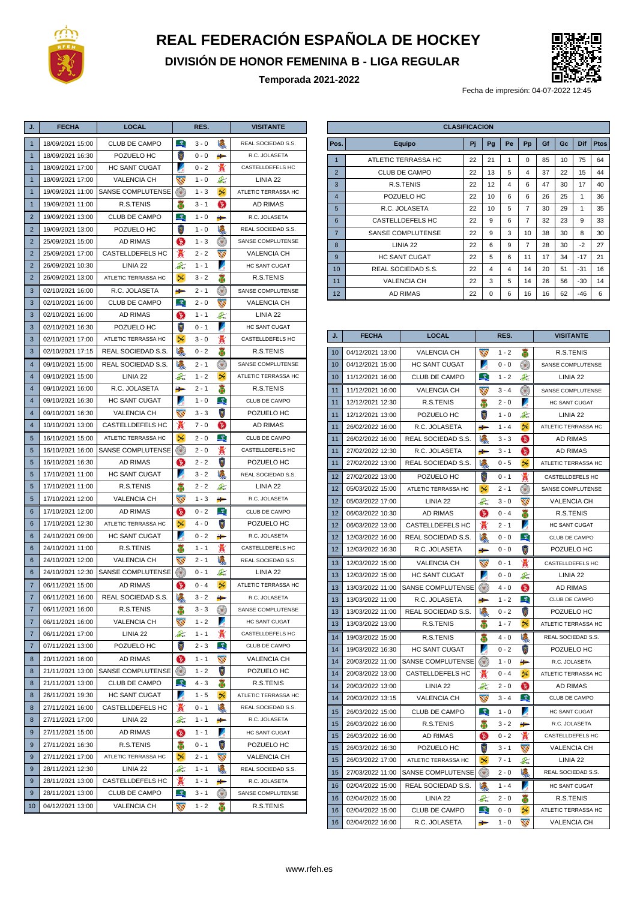# REAL FEDERACIÓN ESPAÑOLA DE HOCKEY

## DIVISIÓN DE HONOR FEMENINA B - LIGA REGULAR

### Temporada 2021-2022

Fecha de impresión: 04-07-2022 12:45

| J. | FECHA | LOCAL | RES. | VISITANTE |
|---|---|---|---|---|
| 1 | 18/09/2021 15:00 | CLUB DE CAMPO | 3 - 0 | REAL SOCIEDAD S.S. |
| 1 | 18/09/2021 16:30 | POZUELO HC | 0 - 0 | R.C. JOLASETA |
| 1 | 18/09/2021 17:00 | HC SANT CUGAT | 0 - 2 | CASTELLDEFELS HC |
| 1 | 18/09/2021 17:00 | VALENCIA CH | 1 - 0 | LINIA 22 |
| 1 | 19/09/2021 11:00 | SANSE COMPLUTENSE | 1 - 3 | ATLETIC TERRASSA HC |
| 1 | 19/09/2021 11:00 | R.S.TENIS | 3 - 1 | AD RIMAS |
| 2 | 19/09/2021 13:00 | CLUB DE CAMPO | 1 - 0 | R.C. JOLASETA |
| 2 | 19/09/2021 13:00 | POZUELO HC | 1 - 0 | REAL SOCIEDAD S.S. |
| 2 | 25/09/2021 15:00 | AD RIMAS | 1 - 3 | SANSE COMPLUTENSE |
| 2 | 25/09/2021 17:00 | CASTELLDEFELS HC | 2 - 2 | VALENCIA CH |
| 2 | 26/09/2021 10:30 | LINIA 22 | 1 - 1 | HC SANT CUGAT |
| 2 | 26/09/2021 13:00 | ATLETIC TERRASSA HC | 3 - 2 | R.S.TENIS |
| 3 | 02/10/2021 16:00 | R.C. JOLASETA | 2 - 1 | SANSE COMPLUTENSE |
| 3 | 02/10/2021 16:00 | CLUB DE CAMPO | 2 - 0 | VALENCIA CH |
| 3 | 02/10/2021 16:00 | AD RIMAS | 1 - 1 | LINIA 22 |
| 3 | 02/10/2021 16:30 | POZUELO HC | 0 - 1 | HC SANT CUGAT |
| 3 | 02/10/2021 17:00 | ATLETIC TERRASSA HC | 3 - 0 | CASTELLDEFELS HC |
| 3 | 02/10/2021 17:15 | REAL SOCIEDAD S.S. | 0 - 2 | R.S.TENIS |
| 4 | 09/10/2021 15:00 | REAL SOCIEDAD S.S. | 2 - 1 | SANSE COMPLUTENSE |
| 4 | 09/10/2021 15:00 | LINIA 22 | 1 - 2 | ATLETIC TERRASSA HC |
| 4 | 09/10/2021 16:00 | R.C. JOLASETA | 2 - 1 | R.S.TENIS |
| 4 | 09/10/2021 16:30 | HC SANT CUGAT | 1 - 0 | CLUB DE CAMPO |
| 4 | 09/10/2021 16:30 | VALENCIA CH | 3 - 3 | POZUELO HC |
| 4 | 10/10/2021 13:00 | CASTELLDEFELS HC | 7 - 0 | AD RIMAS |
| 5 | 16/10/2021 15:00 | ATLETIC TERRASSA HC | 2 - 0 | CLUB DE CAMPO |
| 5 | 16/10/2021 16:00 | SANSE COMPLUTENSE | 2 - 0 | CASTELLDEFELS HC |
| 5 | 16/10/2021 16:30 | AD RIMAS | 2 - 2 | POZUELO HC |
| 5 | 17/10/2021 11:00 | HC SANT CUGAT | 3 - 2 | REAL SOCIEDAD S.S. |
| 5 | 17/10/2021 11:00 | R.S.TENIS | 2 - 2 | LINIA 22 |
| 5 | 17/10/2021 12:00 | VALENCIA CH | 1 - 3 | R.C. JOLASETA |
| 6 | 17/10/2021 12:00 | AD RIMAS | 0 - 2 | CLUB DE CAMPO |
| 6 | 17/10/2021 12:30 | ATLETIC TERRASSA HC | 4 - 0 | POZUELO HC |
| 6 | 24/10/2021 09:00 | HC SANT CUGAT | 0 - 2 | R.C. JOLASETA |
| 6 | 24/10/2021 11:00 | R.S.TENIS | 1 - 1 | CASTELLDEFELS HC |
| 6 | 24/10/2021 12:00 | VALENCIA CH | 2 - 1 | REAL SOCIEDAD S.S. |
| 6 | 24/10/2021 12:30 | SANSE COMPLUTENSE | 0 - 1 | LINIA 22 |
| 7 | 06/11/2021 15:00 | AD RIMAS | 0 - 4 | ATLETIC TERRASSA HC |
| 7 | 06/11/2021 16:00 | REAL SOCIEDAD S.S. | 3 - 2 | R.C. JOLASETA |
| 7 | 06/11/2021 16:00 | R.S.TENIS | 3 - 3 | SANSE COMPLUTENSE |
| 7 | 06/11/2021 16:00 | VALENCIA CH | 1 - 2 | HC SANT CUGAT |
| 7 | 06/11/2021 17:00 | LINIA 22 | 1 - 1 | CASTELLDEFELS HC |
| 7 | 07/11/2021 13:00 | POZUELO HC | 2 - 3 | CLUB DE CAMPO |
| 8 | 20/11/2021 16:00 | AD RIMAS | 1 - 1 | VALENCIA CH |
| 8 | 21/11/2021 13:00 | SANSE COMPLUTENSE | 1 - 2 | POZUELO HC |
| 8 | 21/11/2021 13:00 | CLUB DE CAMPO | 4 - 3 | R.S.TENIS |
| 8 | 26/11/2021 19:30 | HC SANT CUGAT | 1 - 5 | ATLETIC TERRASSA HC |
| 8 | 27/11/2021 16:00 | CASTELLDEFELS HC | 0 - 1 | REAL SOCIEDAD S.S. |
| 8 | 27/11/2021 17:00 | LINIA 22 | 1 - 1 | R.C. JOLASETA |
| 9 | 27/11/2021 15:00 | AD RIMAS | 1 - 1 | HC SANT CUGAT |
| 9 | 27/11/2021 16:30 | R.S.TENIS | 0 - 1 | POZUELO HC |
| 9 | 27/11/2021 17:00 | ATLETIC TERRASSA HC | 2 - 1 | VALENCIA CH |
| 9 | 28/11/2021 12:30 | LINIA 22 | 1 - 1 | REAL SOCIEDAD S.S. |
| 9 | 28/11/2021 13:00 | CASTELLDEFELS HC | 1 - 1 | R.C. JOLASETA |
| 9 | 28/11/2021 13:00 | CLUB DE CAMPO | 3 - 1 | SANSE COMPLUTENSE |
| 10 | 04/12/2021 13:00 | VALENCIA CH | 1 - 2 | R.S.TENIS |
| 10 | 04/12/2021 15:00 | HC SANT CUGAT | 0 - 0 | SANSE COMPLUTENSE |
| 10 | 11/12/2021 16:00 | CLUB DE CAMPO | 1 - 2 | LINIA 22 |
| 11 | 11/12/2021 16:00 | VALENCIA CH | 3 - 4 | SANSE COMPLUTENSE |
| 11 | 12/12/2021 12:30 | R.S.TENIS | 2 - 0 | HC SANT CUGAT |
| 11 | 12/12/2021 13:00 | POZUELO HC | 1 - 0 | LINIA 22 |
| 11 | 26/02/2022 16:00 | R.C. JOLASETA | 1 - 4 | ATLETIC TERRASSA HC |
| 11 | 26/02/2022 16:00 | REAL SOCIEDAD S.S. | 3 - 3 | AD RIMAS |
| 11 | 27/02/2022 12:30 | R.C. JOLASETA | 3 - 1 | AD RIMAS |
| 11 | 27/02/2022 13:00 | REAL SOCIEDAD S.S. | 0 - 5 | ATLETIC TERRASSA HC |
| 12 | 27/02/2022 13:00 | POZUELO HC | 0 - 1 | CASTELLDEFELS HC |
| 12 | 05/03/2022 15:00 | ATLETIC TERRASSA HC | 2 - 1 | SANSE COMPLUTENSE |
| 12 | 05/03/2022 17:00 | LINIA 22 | 3 - 0 | VALENCIA CH |
| 12 | 06/03/2022 10:30 | AD RIMAS | 0 - 4 | R.S.TENIS |
| 12 | 06/03/2022 13:00 | CASTELLDEFELS HC | 2 - 1 | HC SANT CUGAT |
| 12 | 12/03/2022 16:00 | REAL SOCIEDAD S.S. | 0 - 0 | CLUB DE CAMPO |
| 12 | 12/03/2022 16:30 | R.C. JOLASETA | 0 - 0 | POZUELO HC |
| 13 | 12/03/2022 15:00 | VALENCIA CH | 0 - 1 | CASTELLDEFELS HC |
| 13 | 12/03/2022 15:00 | HC SANT CUGAT | 0 - 0 | LINIA 22 |
| 13 | 13/03/2022 11:00 | SANSE COMPLUTENSE | 4 - 0 | AD RIMAS |
| 13 | 13/03/2022 11:00 | R.C. JOLASETA | 1 - 2 | CLUB DE CAMPO |
| 13 | 13/03/2022 11:00 | REAL SOCIEDAD S.S. | 0 - 2 | POZUELO HC |
| 13 | 13/03/2022 13:00 | R.S.TENIS | 1 - 7 | ATLETIC TERRASSA HC |
| 14 | 19/03/2022 15:00 | R.S.TENIS | 4 - 0 | REAL SOCIEDAD S.S. |
| 14 | 19/03/2022 16:30 | HC SANT CUGAT | 0 - 2 | POZUELO HC |
| 14 | 20/03/2022 11:00 | SANSE COMPLUTENSE | 1 - 0 | R.C. JOLASETA |
| 14 | 20/03/2022 13:00 | CASTELLDEFELS HC | 0 - 4 | ATLETIC TERRASSA HC |
| 14 | 20/03/2022 13:00 | LINIA 22 | 2 - 0 | AD RIMAS |
| 14 | 20/03/2022 13:15 | VALENCIA CH | 3 - 4 | CLUB DE CAMPO |
| 15 | 26/03/2022 15:00 | CLUB DE CAMPO | 1 - 0 | HC SANT CUGAT |
| 15 | 26/03/2022 16:00 | R.S.TENIS | 3 - 2 | R.C. JOLASETA |
| 15 | 26/03/2022 16:00 | AD RIMAS | 0 - 2 | CASTELLDEFELS HC |
| 15 | 26/03/2022 16:30 | POZUELO HC | 3 - 1 | VALENCIA CH |
| 15 | 26/03/2022 17:00 | ATLETIC TERRASSA HC | 7 - 1 | LINIA 22 |
| 15 | 27/03/2022 11:00 | SANSE COMPLUTENSE | 2 - 0 | REAL SOCIEDAD S.S. |
| 16 | 02/04/2022 15:00 | REAL SOCIEDAD S.S. | 1 - 4 | HC SANT CUGAT |
| 16 | 02/04/2022 15:00 | LINIA 22 | 2 - 0 | R.S.TENIS |
| 16 | 02/04/2022 15:00 | CLUB DE CAMPO | 0 - 0 | ATLETIC TERRASSA HC |
| 16 | 02/04/2022 16:00 | R.C. JOLASETA | 1 - 0 | VALENCIA CH |

**CLASIFICACION**

| Pos. | Equipo | Pj | Pg | Pe | Pp | Gf | Gc | Dif | Ptos |
|---|---|---|---|---|---|---|---|---|---|
| 1 | ATLETIC TERRASSA HC | 22 | 21 | 1 | 0 | 85 | 10 | 75 | 64 |
| 2 | CLUB DE CAMPO | 22 | 13 | 5 | 4 | 37 | 22 | 15 | 44 |
| 3 | R.S.TENIS | 22 | 12 | 4 | 6 | 47 | 30 | 17 | 40 |
| 4 | POZUELO HC | 22 | 10 | 6 | 6 | 26 | 25 | 1 | 36 |
| 5 | R.C. JOLASETA | 22 | 10 | 5 | 7 | 30 | 29 | 1 | 35 |
| 6 | CASTELLDEFELS HC | 22 | 9 | 6 | 7 | 32 | 23 | 9 | 33 |
| 7 | SANSE COMPLUTENSE | 22 | 9 | 3 | 10 | 38 | 30 | 8 | 30 |
| 8 | LINIA 22 | 22 | 6 | 9 | 7 | 28 | 30 | -2 | 27 |
| 9 | HC SANT CUGAT | 22 | 5 | 6 | 11 | 17 | 34 | -17 | 21 |
| 10 | REAL SOCIEDAD S.S. | 22 | 4 | 4 | 14 | 20 | 51 | -31 | 16 |
| 11 | VALENCIA CH | 22 | 3 | 5 | 14 | 26 | 56 | -30 | 14 |
| 12 | AD RIMAS | 22 | 0 | 6 | 16 | 16 | 62 | -46 | 6 |

www.rfeh.es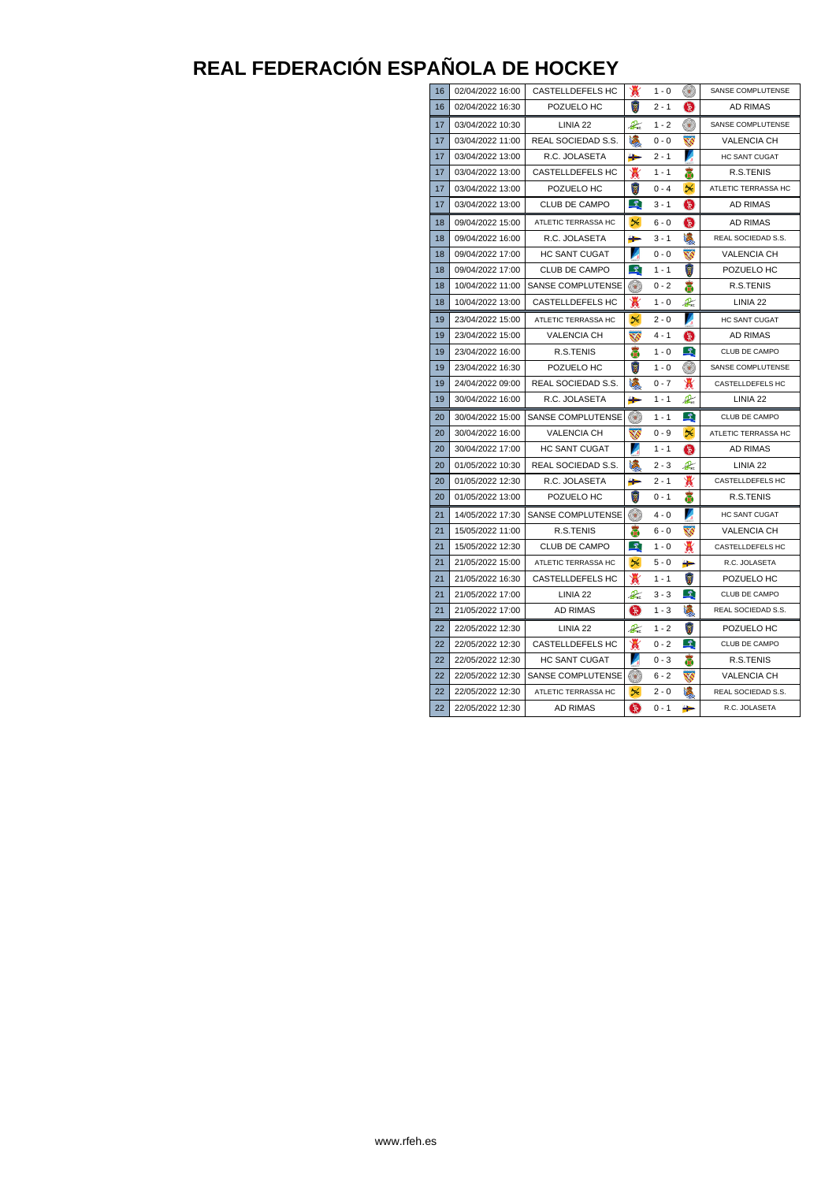# REAL FEDERACIÓN ESPAÑOLA DE HOCKEY

| | | | | | |
|---|---|---|---|---|---|
| 16 | 02/04/2022 16:00 | CASTELLDEFELS HC | 1 - 0 | SANSE COMPLUTENSE |
| 16 | 02/04/2022 16:30 | POZUELO HC | 2 - 1 | AD RIMAS |
| 17 | 03/04/2022 10:30 | LINIA 22 | 1 - 2 | SANSE COMPLUTENSE |
| 17 | 03/04/2022 11:00 | REAL SOCIEDAD S.S. | 0 - 0 | VALENCIA CH |
| 17 | 03/04/2022 13:00 | R.C. JOLASETA | 2 - 1 | HC SANT CUGAT |
| 17 | 03/04/2022 13:00 | CASTELLDEFELS HC | 1 - 1 | R.S.TENIS |
| 17 | 03/04/2022 13:00 | POZUELO HC | 0 - 4 | ATLETIC TERRASSA HC |
| 17 | 03/04/2022 13:00 | CLUB DE CAMPO | 3 - 1 | AD RIMAS |
| 18 | 09/04/2022 15:00 | ATLETIC TERRASSA HC | 6 - 0 | AD RIMAS |
| 18 | 09/04/2022 16:00 | R.C. JOLASETA | 3 - 1 | REAL SOCIEDAD S.S. |
| 18 | 09/04/2022 17:00 | HC SANT CUGAT | 0 - 0 | VALENCIA CH |
| 18 | 09/04/2022 17:00 | CLUB DE CAMPO | 1 - 1 | POZUELO HC |
| 18 | 10/04/2022 11:00 | SANSE COMPLUTENSE | 0 - 2 | R.S.TENIS |
| 18 | 10/04/2022 13:00 | CASTELLDEFELS HC | 1 - 0 | LINIA 22 |
| 19 | 23/04/2022 15:00 | ATLETIC TERRASSA HC | 2 - 0 | HC SANT CUGAT |
| 19 | 23/04/2022 15:00 | VALENCIA CH | 4 - 1 | AD RIMAS |
| 19 | 23/04/2022 16:00 | R.S.TENIS | 1 - 0 | CLUB DE CAMPO |
| 19 | 23/04/2022 16:30 | POZUELO HC | 1 - 0 | SANSE COMPLUTENSE |
| 19 | 24/04/2022 09:00 | REAL SOCIEDAD S.S. | 0 - 7 | CASTELLDEFELS HC |
| 19 | 30/04/2022 16:00 | R.C. JOLASETA | 1 - 1 | LINIA 22 |
| 20 | 30/04/2022 15:00 | SANSE COMPLUTENSE | 1 - 1 | CLUB DE CAMPO |
| 20 | 30/04/2022 16:00 | VALENCIA CH | 0 - 9 | ATLETIC TERRASSA HC |
| 20 | 30/04/2022 17:00 | HC SANT CUGAT | 1 - 1 | AD RIMAS |
| 20 | 01/05/2022 10:30 | REAL SOCIEDAD S.S. | 2 - 3 | LINIA 22 |
| 20 | 01/05/2022 12:30 | R.C. JOLASETA | 2 - 1 | CASTELLDEFELS HC |
| 20 | 01/05/2022 13:00 | POZUELO HC | 0 - 1 | R.S.TENIS |
| 21 | 14/05/2022 17:30 | SANSE COMPLUTENSE | 4 - 0 | HC SANT CUGAT |
| 21 | 15/05/2022 11:00 | R.S.TENIS | 6 - 0 | VALENCIA CH |
| 21 | 15/05/2022 12:30 | CLUB DE CAMPO | 1 - 0 | CASTELLDEFELS HC |
| 21 | 21/05/2022 15:00 | ATLETIC TERRASSA HC | 5 - 0 | R.C. JOLASETA |
| 21 | 21/05/2022 16:30 | CASTELLDEFELS HC | 1 - 1 | POZUELO HC |
| 21 | 21/05/2022 17:00 | LINIA 22 | 3 - 3 | CLUB DE CAMPO |
| 21 | 21/05/2022 17:00 | AD RIMAS | 1 - 3 | REAL SOCIEDAD S.S. |
| 22 | 22/05/2022 12:30 | LINIA 22 | 1 - 2 | POZUELO HC |
| 22 | 22/05/2022 12:30 | CASTELLDEFELS HC | 0 - 2 | CLUB DE CAMPO |
| 22 | 22/05/2022 12:30 | HC SANT CUGAT | 0 - 3 | R.S.TENIS |
| 22 | 22/05/2022 12:30 | SANSE COMPLUTENSE | 6 - 2 | VALENCIA CH |
| 22 | 22/05/2022 12:30 | ATLETIC TERRASSA HC | 2 - 0 | REAL SOCIEDAD S.S. |
| 22 | 22/05/2022 12:30 | AD RIMAS | 0 - 1 | R.C. JOLASETA |

www.rfeh.es